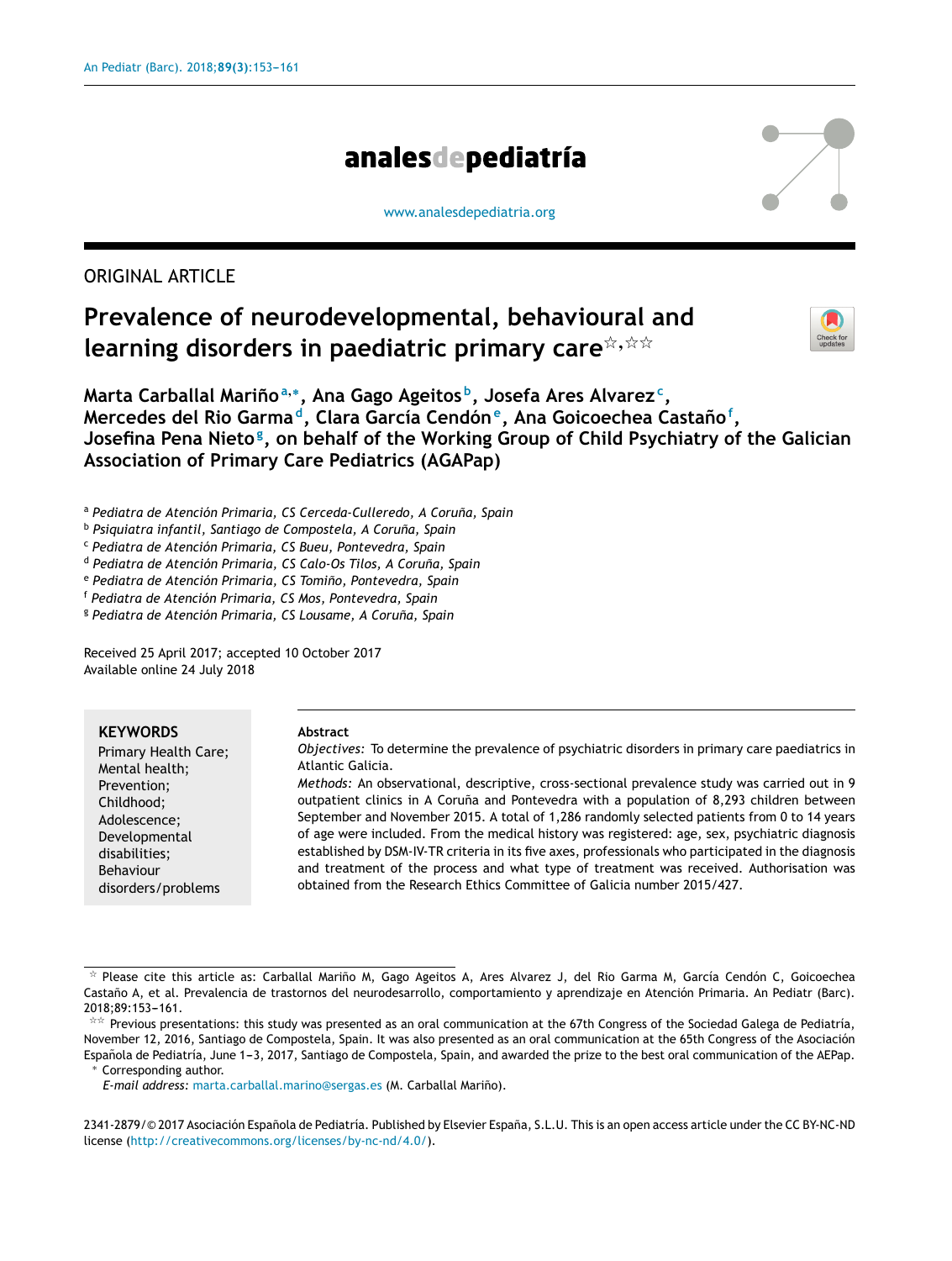ORIGINAL ARTICLE

# Prevalence of neurodevelopmental, behavioural and learning disorders in paediatric primary care[☆,☆☆]

**Marta Carballal Mariño[a,*], Ana Gago Ageitos[b], Josefa Ares Alvarez[c], Mercedes del Rio Garma[d], Clara García Cendón[e], Ana Goicoechea Castaño[f], Josefina Pena Nieto[g], on behalf of the Working Group of Child Psychiatry of the Galician Association of Primary Care Pediatrics (AGAPap)**

[a] *Pediatra de Atención Primaria, CS Cerceda-Culleredo, A Coruña, Spain*
[b] *Psiquiatra infantil, Santiago de Compostela, A Coruña, Spain*
[c] *Pediatra de Atención Primaria, CS Bueu, Pontevedra, Spain*
[d] *Pediatra de Atención Primaria, CS Calo-Os Tilos, A Coruña, Spain*
[e] *Pediatra de Atención Primaria, CS Tomiño, Pontevedra, Spain*
[f] *Pediatra de Atención Primaria, CS Mos, Pontevedra, Spain*
[g] *Pediatra de Atención Primaria, CS Lousame, A Coruña, Spain*

Received 25 April 2017; accepted 10 October 2017
Available online 24 July 2018

**KEYWORDS**
Primary Health Care; Mental health; Prevention; Childhood; Adolescence; Developmental disabilities; Behaviour disorders/problems

**Abstract**

*Objectives:* To determine the prevalence of psychiatric disorders in primary care paediatrics in Atlantic Galicia.

*Methods:* An observational, descriptive, cross-sectional prevalence study was carried out in 9 outpatient clinics in A Coruña and Pontevedra with a population of 8,293 children between September and November 2015. A total of 1,286 randomly selected patients from 0 to 14 years of age were included. From the medical history was registered: age, sex, psychiatric diagnosis established by DSM-IV-TR criteria in its five axes, professionals who participated in the diagnosis and treatment of the process and what type of treatment was received. Authorisation was obtained from the Research Ethics Committee of Galicia number 2015/427.

---

☆ Please cite this article as: Carballal Mariño M, Gago Ageitos A, Ares Alvarez J, del Rio Garma M, García Cendón C, Goicoechea Castaño A, et al. Prevalencia de trastornos del neurodesarrollo, comportamiento y aprendizaje en Atención Primaria. An Pediatr (Barc). 2018;89:153–161.

☆☆ Previous presentations: this study was presented as an oral communication at the 67th Congress of the Sociedad Galega de Pediatría, November 12, 2016, Santiago de Compostela, Spain. It was also presented as an oral communication at the 65th Congress of the Asociación Española de Pediatría, June 1–3, 2017, Santiago de Compostela, Spain, and awarded the prize to the best oral communication of the AEPap.

\* Corresponding author.
*E-mail address:* marta.carballal.marino@sergas.es (M. Carballal Mariño).

2341-2879/© 2017 Asociación Española de Pediatría. Published by Elsevier España, S.L.U. This is an open access article under the CC BY-NC-ND license (http://creativecommons.org/licenses/by-nc-nd/4.0/).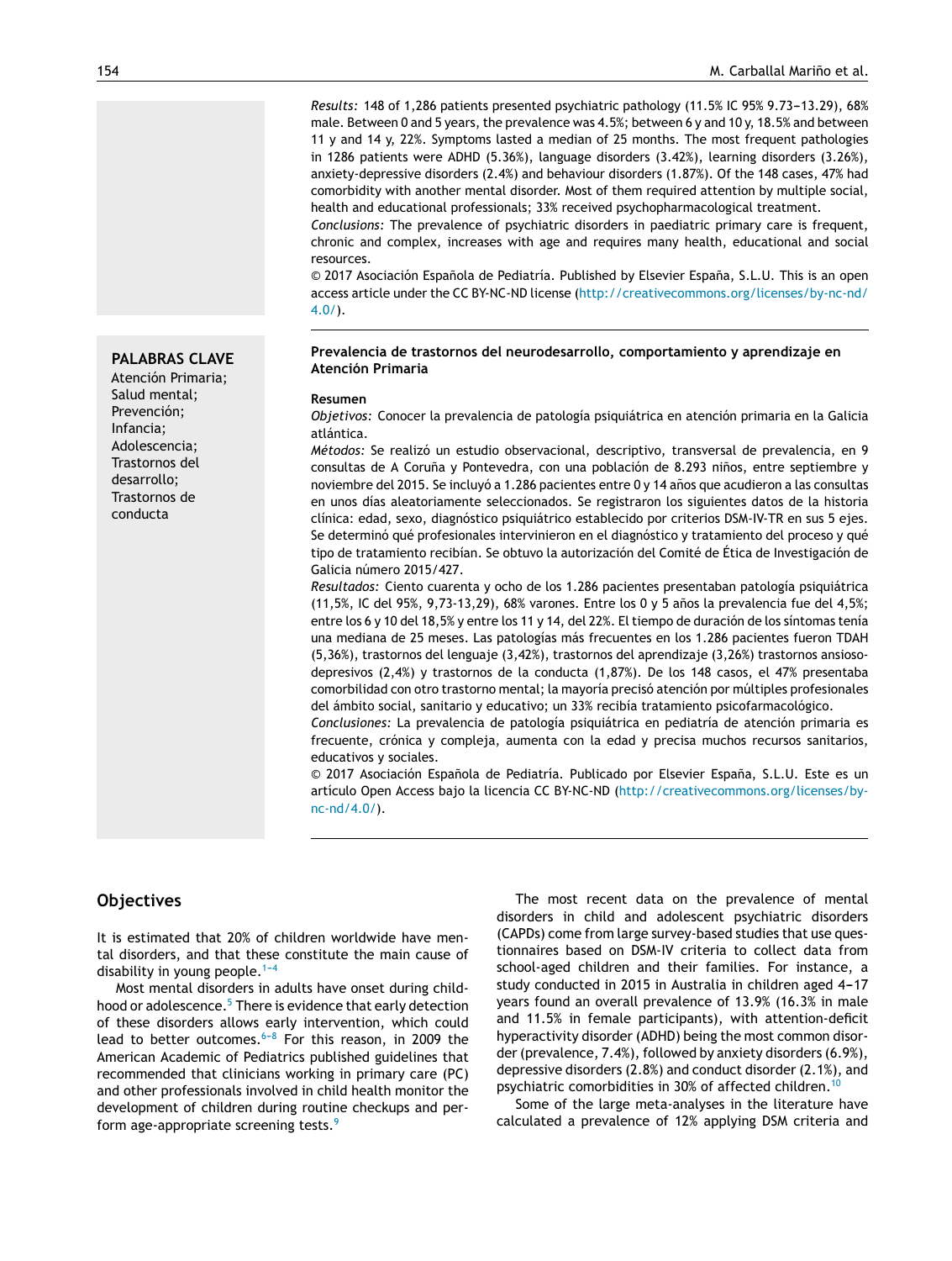*Results:* 148 of 1,286 patients presented psychiatric pathology (11.5% IC 95% 9.73–13.29), 68% male. Between 0 and 5 years, the prevalence was 4.5%; between 6 y and 10 y, 18.5% and between 11 y and 14 y, 22%. Symptoms lasted a median of 25 months. The most frequent pathologies in 1286 patients were ADHD (5.36%), language disorders (3.42%), learning disorders (3.26%), anxiety-depressive disorders (2.4%) and behaviour disorders (1.87%). Of the 148 cases, 47% had comorbidity with another mental disorder. Most of them required attention by multiple social, health and educational professionals; 33% received psychopharmacological treatment.

*Conclusions:* The prevalence of psychiatric disorders in paediatric primary care is frequent, chronic and complex, increases with age and requires many health, educational and social resources.

© 2017 Asociación Española de Pediatría. Published by Elsevier España, S.L.U. This is an open access article under the CC BY-NC-ND license (http://creativecommons.org/licenses/by-nc-nd/4.0/).

**PALABRAS CLAVE**
Atención Primaria;
Salud mental;
Prevención;
Infancia;
Adolescencia;
Trastornos del desarrollo;
Trastornos de conducta

**Prevalencia de trastornos del neurodesarrollo, comportamiento y aprendizaje en Atención Primaria**

**Resumen**

*Objetivos:* Conocer la prevalencia de patología psiquiátrica en atención primaria en la Galicia atlántica.

*Métodos:* Se realizó un estudio observacional, descriptivo, transversal de prevalencia, en 9 consultas de A Coruña y Pontevedra, con una población de 8.293 niños, entre septiembre y noviembre del 2015. Se incluyó a 1.286 pacientes entre 0 y 14 años que acudieron a las consultas en unos días aleatoriamente seleccionados. Se registraron los siguientes datos de la historia clínica: edad, sexo, diagnóstico psiquiátrico establecido por criterios DSM-IV-TR en sus 5 ejes. Se determinó qué profesionales intervinieron en el diagnóstico y tratamiento del proceso y qué tipo de tratamiento recibían. Se obtuvo la autorización del Comité de Ética de Investigación de Galicia número 2015/427.

*Resultados:* Ciento cuarenta y ocho de los 1.286 pacientes presentaban patología psiquiátrica (11,5%, IC del 95%, 9,73-13,29), 68% varones. Entre los 0 y 5 años la prevalencia fue del 4,5%; entre los 6 y 10 del 18,5% y entre los 11 y 14, del 22%. El tiempo de duración de los síntomas tenía una mediana de 25 meses. Las patologías más frecuentes en los 1.286 pacientes fueron TDAH (5,36%), trastornos del lenguaje (3,42%), trastornos del aprendizaje (3,26%) trastornos ansioso-depresivos (2,4%) y trastornos de la conducta (1,87%). De los 148 casos, el 47% presentaba comorbilidad con otro trastorno mental; la mayoría precisó atención por múltiples profesionales del ámbito social, sanitario y educativo; un 33% recibía tratamiento psicofarmacológico.

*Conclusiones:* La prevalencia de patología psiquiátrica en pediatría de atención primaria es frecuente, crónica y compleja, aumenta con la edad y precisa muchos recursos sanitarios, educativos y sociales.

© 2017 Asociación Española de Pediatría. Publicado por Elsevier España, S.L.U. Este es un artículo Open Access bajo la licencia CC BY-NC-ND (http://creativecommons.org/licenses/by-nc-nd/4.0/).

## Objectives

It is estimated that 20% of children worldwide have mental disorders, and that these constitute the main cause of disability in young people.[1–4]

Most mental disorders in adults have onset during childhood or adolescence.[5] There is evidence that early detection of these disorders allows early intervention, which could lead to better outcomes.[6–8] For this reason, in 2009 the American Academic of Pediatrics published guidelines that recommended that clinicians working in primary care (PC) and other professionals involved in child health monitor the development of children during routine checkups and perform age-appropriate screening tests.[9]

The most recent data on the prevalence of mental disorders in child and adolescent psychiatric disorders (CAPDs) come from large survey-based studies that use questionnaires based on DSM-IV criteria to collect data from school-aged children and their families. For instance, a study conducted in 2015 in Australia in children aged 4–17 years found an overall prevalence of 13.9% (16.3% in male and 11.5% in female participants), with attention-deficit hyperactivity disorder (ADHD) being the most common disorder (prevalence, 7.4%), followed by anxiety disorders (6.9%), depressive disorders (2.8%) and conduct disorder (2.1%), and psychiatric comorbidities in 30% of affected children.[10]

Some of the large meta-analyses in the literature have calculated a prevalence of 12% applying DSM criteria and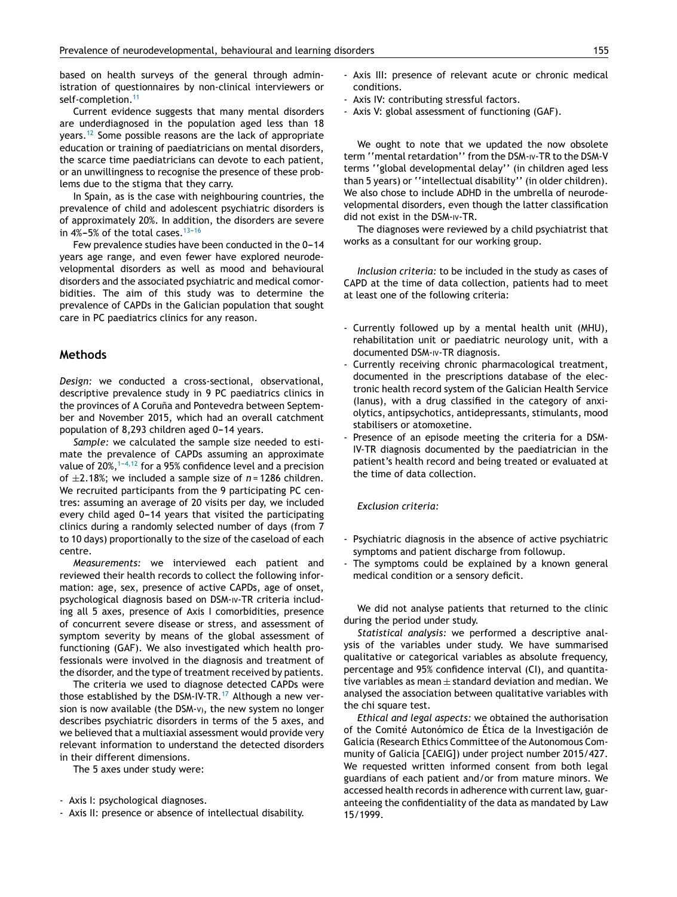based on health surveys of the general through administration of questionnaires by non-clinical interviewers or self-completion.[11]

Current evidence suggests that many mental disorders are underdiagnosed in the population aged less than 18 years.[12] Some possible reasons are the lack of appropriate education or training of paediatricians on mental disorders, the scarce time paediatricians can devote to each patient, or an unwillingness to recognise the presence of these problems due to the stigma that they carry.

In Spain, as is the case with neighbouring countries, the prevalence of child and adolescent psychiatric disorders is of approximately 20%. In addition, the disorders are severe in 4%–5% of the total cases.[13–16]

Few prevalence studies have been conducted in the 0–14 years age range, and even fewer have explored neurodevelopmental disorders as well as mood and behavioural disorders and the associated psychiatric and medical comorbidities. The aim of this study was to determine the prevalence of CAPDs in the Galician population that sought care in PC paediatrics clinics for any reason.

## Methods

*Design:* we conducted a cross-sectional, observational, descriptive prevalence study in 9 PC paediatrics clinics in the provinces of A Coruña and Pontevedra between September and November 2015, which had an overall catchment population of 8,293 children aged 0–14 years.

*Sample:* we calculated the sample size needed to estimate the prevalence of CAPDs assuming an approximate value of 20%,[1–4,12] for a 95% confidence level and a precision of ±2.18%; we included a sample size of $n = 1286$ children. We recruited participants from the 9 participating PC centres: assuming an average of 20 visits per day, we included every child aged 0–14 years that visited the participating clinics during a randomly selected number of days (from 7 to 10 days) proportionally to the size of the caseload of each centre.

*Measurements:* we interviewed each patient and reviewed their health records to collect the following information: age, sex, presence of active CAPDs, age of onset, psychological diagnosis based on DSM-IV-TR criteria including all 5 axes, presence of Axis I comorbidities, presence of concurrent severe disease or stress, and assessment of symptom severity by means of the global assessment of functioning (GAF). We also investigated which health professionals were involved in the diagnosis and treatment of the disorder, and the type of treatment received by patients.

The criteria we used to diagnose detected CAPDs were those established by the DSM-IV-TR.[17] Although a new version is now available (the DSM-V), the new system no longer describes psychiatric disorders in terms of the 5 axes, and we believed that a multiaxial assessment would provide very relevant information to understand the detected disorders in their different dimensions.

The 5 axes under study were:

- Axis I: psychological diagnoses.
- Axis II: presence or absence of intellectual disability.
- Axis III: presence of relevant acute or chronic medical conditions.
- Axis IV: contributing stressful factors.
- Axis V: global assessment of functioning (GAF).

We ought to note that we updated the now obsolete term ''mental retardation'' from the DSM-IV-TR to the DSM-V terms ''global developmental delay'' (in children aged less than 5 years) or ''intellectual disability'' (in older children). We also chose to include ADHD in the umbrella of neurodevelopmental disorders, even though the latter classification did not exist in the DSM-IV-TR.

The diagnoses were reviewed by a child psychiatrist that works as a consultant for our working group.

*Inclusion criteria:* to be included in the study as cases of CAPD at the time of data collection, patients had to meet at least one of the following criteria:

- Currently followed up by a mental health unit (MHU), rehabilitation unit or paediatric neurology unit, with a documented DSM-IV-TR diagnosis.
- Currently receiving chronic pharmacological treatment, documented in the prescriptions database of the electronic health record system of the Galician Health Service (Ianus), with a drug classified in the category of anxiolytics, antipsychotics, antidepressants, stimulants, mood stabilisers or atomoxetine.
- Presence of an episode meeting the criteria for a DSM-IV-TR diagnosis documented by the paediatrician in the patient's health record and being treated or evaluated at the time of data collection.

*Exclusion criteria:*

- Psychiatric diagnosis in the absence of active psychiatric symptoms and patient discharge from followup.
- The symptoms could be explained by a known general medical condition or a sensory deficit.

We did not analyse patients that returned to the clinic during the period under study.

*Statistical analysis:* we performed a descriptive analysis of the variables under study. We have summarised qualitative or categorical variables as absolute frequency, percentage and 95% confidence interval (CI), and quantitative variables as mean ± standard deviation and median. We analysed the association between qualitative variables with the chi square test.

*Ethical and legal aspects:* we obtained the authorisation of the Comité Autonómico de Ética de la Investigación de Galicia (Research Ethics Committee of the Autonomous Community of Galicia [CAEIG]) under project number 2015/427. We requested written informed consent from both legal guardians of each patient and/or from mature minors. We accessed health records in adherence with current law, guaranteeing the confidentiality of the data as mandated by Law 15/1999.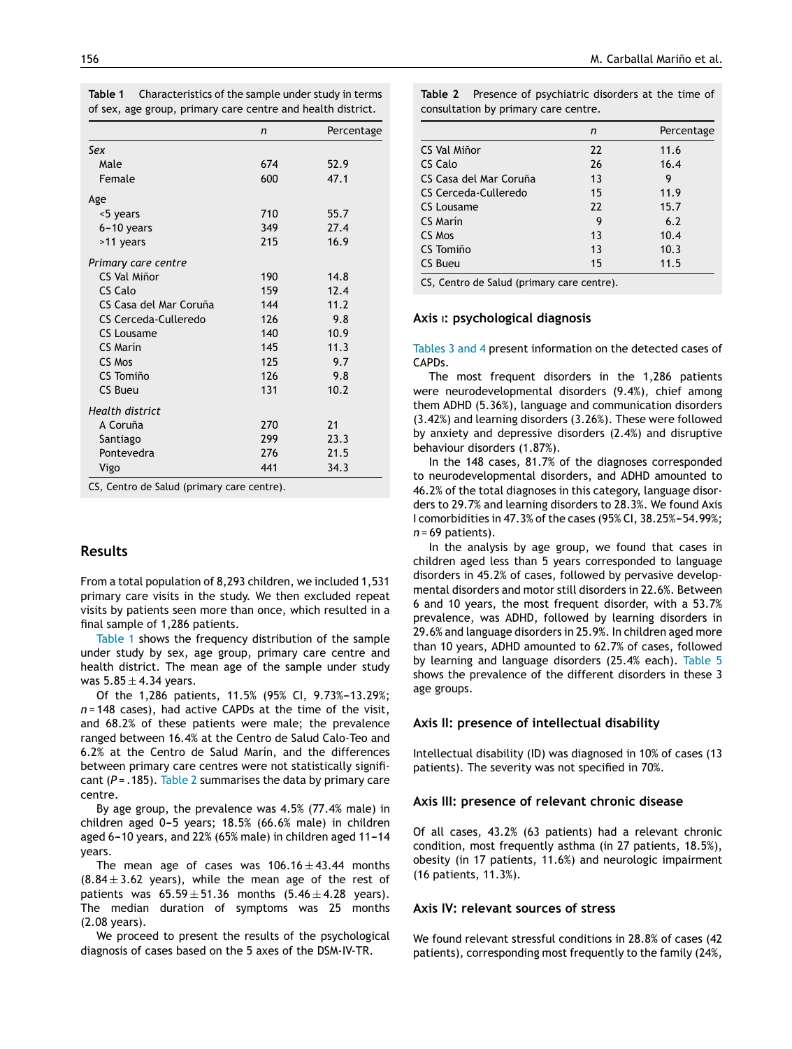**Table 1** Characteristics of the sample under study in terms of sex, age group, primary care centre and health district.

| | *n* | Percentage |
|---|---|---|
| *Sex* | | |
| Male | 674 | 52.9 |
| Female | 600 | 47.1 |
| Age | | |
| <5 years | 710 | 55.7 |
| 6–10 years | 349 | 27.4 |
| >11 years | 215 | 16.9 |
| *Primary care centre* | | |
| CS Val Miñor | 190 | 14.8 |
| CS Calo | 159 | 12.4 |
| CS Casa del Mar Coruña | 144 | 11.2 |
| CS Cerceda-Culleredo | 126 | 9.8 |
| CS Lousame | 140 | 10.9 |
| CS Marín | 145 | 11.3 |
| CS Mos | 125 | 9.7 |
| CS Tomiño | 126 | 9.8 |
| CS Bueu | 131 | 10.2 |
| *Health district* | | |
| A Coruña | 270 | 21 |
| Santiago | 299 | 23.3 |
| Pontevedra | 276 | 21.5 |
| Vigo | 441 | 34.3 |

CS, Centro de Salud (primary care centre).

## Results

From a total population of 8,293 children, we included 1,531 primary care visits in the study. We then excluded repeat visits by patients seen more than once, which resulted in a final sample of 1,286 patients.

Table 1 shows the frequency distribution of the sample under study by sex, age group, primary care centre and health district. The mean age of the sample under study was 5.85 ± 4.34 years.

Of the 1,286 patients, 11.5% (95% CI, 9.73%–13.29%; *n* = 148 cases), had active CAPDs at the time of the visit, and 68.2% of these patients were male; the prevalence ranged between 16.4% at the Centro de Salud Calo-Teo and 6.2% at the Centro de Salud Marín, and the differences between primary care centres were not statistically significant (*P* = .185). Table 2 summarises the data by primary care centre.

By age group, the prevalence was 4.5% (77.4% male) in children aged 0–5 years; 18.5% (66.6% male) in children aged 6–10 years, and 22% (65% male) in children aged 11–14 years.

The mean age of cases was 106.16 ± 43.44 months (8.84 ± 3.62 years), while the mean age of the rest of patients was 65.59 ± 51.36 months (5.46 ± 4.28 years). The median duration of symptoms was 25 months (2.08 years).

We proceed to present the results of the psychological diagnosis of cases based on the 5 axes of the DSM-IV-TR.

**Table 2** Presence of psychiatric disorders at the time of consultation by primary care centre.

| | *n* | Percentage |
|---|---|---|
| CS Val Miñor | 22 | 11.6 |
| CS Calo | 26 | 16.4 |
| CS Casa del Mar Coruña | 13 | 9 |
| CS Cerceda-Culleredo | 15 | 11.9 |
| CS Lousame | 22 | 15.7 |
| CS Marín | 9 | 6.2 |
| CS Mos | 13 | 10.4 |
| CS Tomiño | 13 | 10.3 |
| CS Bueu | 15 | 11.5 |

CS, Centro de Salud (primary care centre).

### Axis I: psychological diagnosis

Tables 3 and 4 present information on the detected cases of CAPDs.

The most frequent disorders in the 1,286 patients were neurodevelopmental disorders (9.4%), chief among them ADHD (5.36%), language and communication disorders (3.42%) and learning disorders (3.26%). These were followed by anxiety and depressive disorders (2.4%) and disruptive behaviour disorders (1.87%).

In the 148 cases, 81.7% of the diagnoses corresponded to neurodevelopmental disorders, and ADHD amounted to 46.2% of the total diagnoses in this category, language disorders to 29.7% and learning disorders to 28.3%. We found Axis I comorbidities in 47.3% of the cases (95% CI, 38.25%–54.99%; *n* = 69 patients).

In the analysis by age group, we found that cases in children aged less than 5 years corresponded to language disorders in 45.2% of cases, followed by pervasive developmental disorders and motor still disorders in 22.6%. Between 6 and 10 years, the most frequent disorder, with a 53.7% prevalence, was ADHD, followed by learning disorders in 29.6% and language disorders in 25.9%. In children aged more than 10 years, ADHD amounted to 62.7% of cases, followed by learning and language disorders (25.4% each). Table 5 shows the prevalence of the different disorders in these 3 age groups.

### Axis II: presence of intellectual disability

Intellectual disability (ID) was diagnosed in 10% of cases (13 patients). The severity was not specified in 70%.

### Axis III: presence of relevant chronic disease

Of all cases, 43.2% (63 patients) had a relevant chronic condition, most frequently asthma (in 27 patients, 18.5%), obesity (in 17 patients, 11.6%) and neurologic impairment (16 patients, 11.3%).

### Axis IV: relevant sources of stress

We found relevant stressful conditions in 28.8% of cases (42 patients), corresponding most frequently to the family (24%,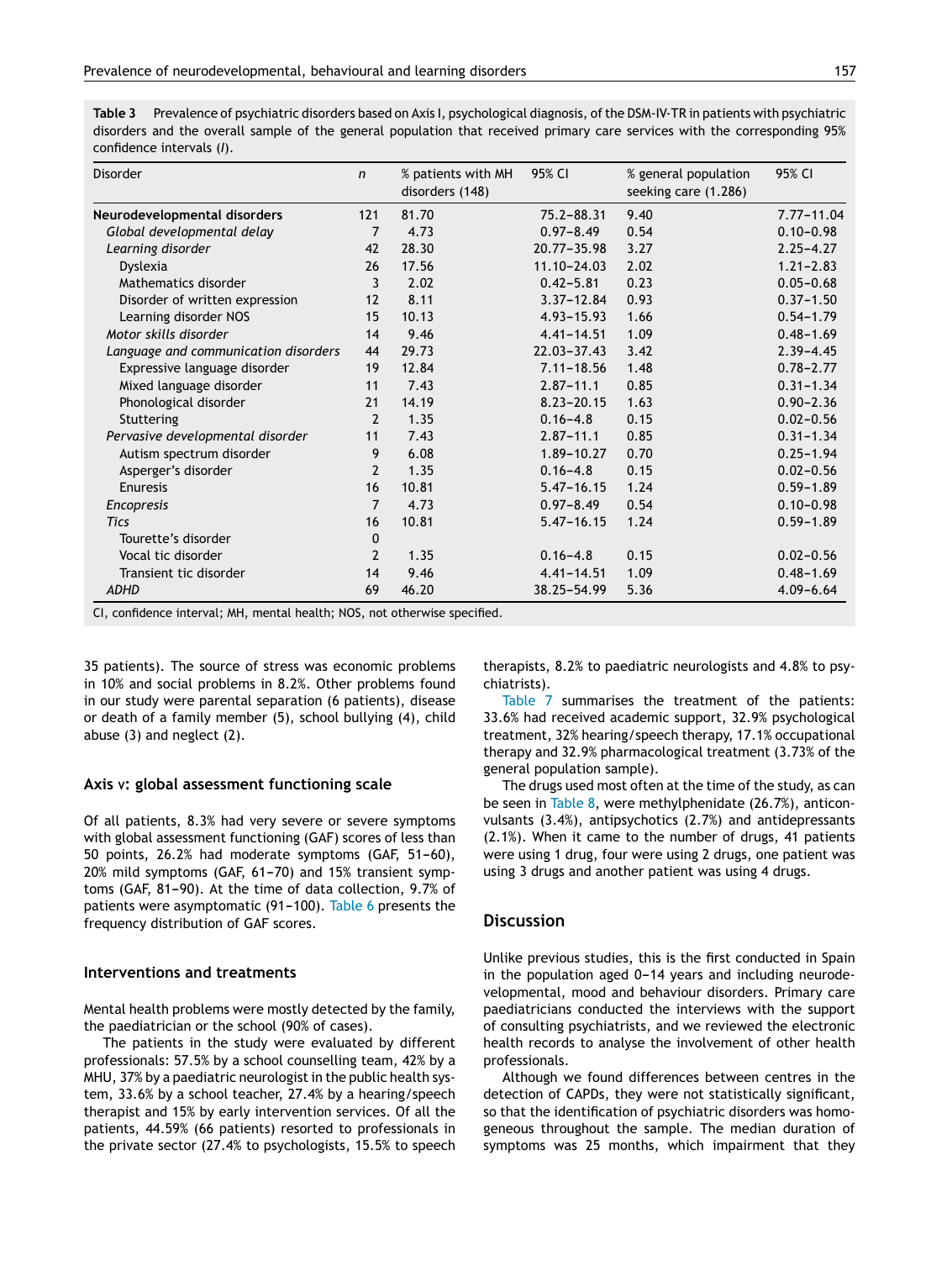**Table 3** Prevalence of psychiatric disorders based on Axis I, psychological diagnosis, of the DSM-IV-TR in patients with psychiatric disorders and the overall sample of the general population that received primary care services with the corresponding 95% confidence intervals (*I*).

| Disorder | n | % patients with MH disorders (148) | 95% CI | % general population seeking care (1.286) | 95% CI |
|---|---|---|---|---|---|
| **Neurodevelopmental disorders** | 121 | 81.70 | 75.2–88.31 | 9.40 | 7.77–11.04 |
| *Global developmental delay* | 7 | 4.73 | 0.97–8.49 | 0.54 | 0.10–0.98 |
| *Learning disorder* | 42 | 28.30 | 20.77–35.98 | 3.27 | 2.25–4.27 |
| Dyslexia | 26 | 17.56 | 11.10–24.03 | 2.02 | 1.21–2.83 |
| Mathematics disorder | 3 | 2.02 | 0.42–5.81 | 0.23 | 0.05–0.68 |
| Disorder of written expression | 12 | 8.11 | 3.37–12.84 | 0.93 | 0.37–1.50 |
| Learning disorder NOS | 15 | 10.13 | 4.93–15.93 | 1.66 | 0.54–1.79 |
| *Motor skills disorder* | 14 | 9.46 | 4.41–14.51 | 1.09 | 0.48–1.69 |
| *Language and communication disorders* | 44 | 29.73 | 22.03–37.43 | 3.42 | 2.39–4.45 |
| Expressive language disorder | 19 | 12.84 | 7.11–18.56 | 1.48 | 0.78–2.77 |
| Mixed language disorder | 11 | 7.43 | 2.87–11.1 | 0.85 | 0.31–1.34 |
| Phonological disorder | 21 | 14.19 | 8.23–20.15 | 1.63 | 0.90–2.36 |
| Stuttering | 2 | 1.35 | 0.16–4.8 | 0.15 | 0.02–0.56 |
| *Pervasive developmental disorder* | 11 | 7.43 | 2.87–11.1 | 0.85 | 0.31–1.34 |
| Autism spectrum disorder | 9 | 6.08 | 1.89–10.27 | 0.70 | 0.25–1.94 |
| Asperger's disorder | 2 | 1.35 | 0.16–4.8 | 0.15 | 0.02–0.56 |
| Enuresis | 16 | 10.81 | 5.47–16.15 | 1.24 | 0.59–1.89 |
| *Encopresis* | 7 | 4.73 | 0.97–8.49 | 0.54 | 0.10–0.98 |
| *Tics* | 16 | 10.81 | 5.47–16.15 | 1.24 | 0.59–1.89 |
| Tourette's disorder | 0 | | | | |
| Vocal tic disorder | 2 | 1.35 | 0.16–4.8 | 0.15 | 0.02–0.56 |
| Transient tic disorder | 14 | 9.46 | 4.41–14.51 | 1.09 | 0.48–1.69 |
| *ADHD* | 69 | 46.20 | 38.25–54.99 | 5.36 | 4.09–6.64 |

CI, confidence interval; MH, mental health; NOS, not otherwise specified.

35 patients). The source of stress was economic problems in 10% and social problems in 8.2%. Other problems found in our study were parental separation (6 patients), disease or death of a family member (5), school bullying (4), child abuse (3) and neglect (2).

### Axis v: global assessment functioning scale

Of all patients, 8.3% had very severe or severe symptoms with global assessment functioning (GAF) scores of less than 50 points, 26.2% had moderate symptoms (GAF, 51–60), 20% mild symptoms (GAF, 61–70) and 15% transient symptoms (GAF, 81–90). At the time of data collection, 9.7% of patients were asymptomatic (91–100). Table 6 presents the frequency distribution of GAF scores.

### Interventions and treatments

Mental health problems were mostly detected by the family, the paediatrician or the school (90% of cases).

The patients in the study were evaluated by different professionals: 57.5% by a school counselling team, 42% by a MHU, 37% by a paediatric neurologist in the public health system, 33.6% by a school teacher, 27.4% by a hearing/speech therapist and 15% by early intervention services. Of all the patients, 44.59% (66 patients) resorted to professionals in the private sector (27.4% to psychologists, 15.5% to speech therapists, 8.2% to paediatric neurologists and 4.8% to psychiatrists).

Table 7 summarises the treatment of the patients: 33.6% had received academic support, 32.9% psychological treatment, 32% hearing/speech therapy, 17.1% occupational therapy and 32.9% pharmacological treatment (3.73% of the general population sample).

The drugs used most often at the time of the study, as can be seen in Table 8, were methylphenidate (26.7%), anticonvulsants (3.4%), antipsychotics (2.7%) and antidepressants (2.1%). When it came to the number of drugs, 41 patients were using 1 drug, four were using 2 drugs, one patient was using 3 drugs and another patient was using 4 drugs.

## Discussion

Unlike previous studies, this is the first conducted in Spain in the population aged 0–14 years and including neurodevelopmental, mood and behaviour disorders. Primary care paediatricians conducted the interviews with the support of consulting psychiatrists, and we reviewed the electronic health records to analyse the involvement of other health professionals.

Although we found differences between centres in the detection of CAPDs, they were not statistically significant, so that the identification of psychiatric disorders was homogeneous throughout the sample. The median duration of symptoms was 25 months, which impairment that they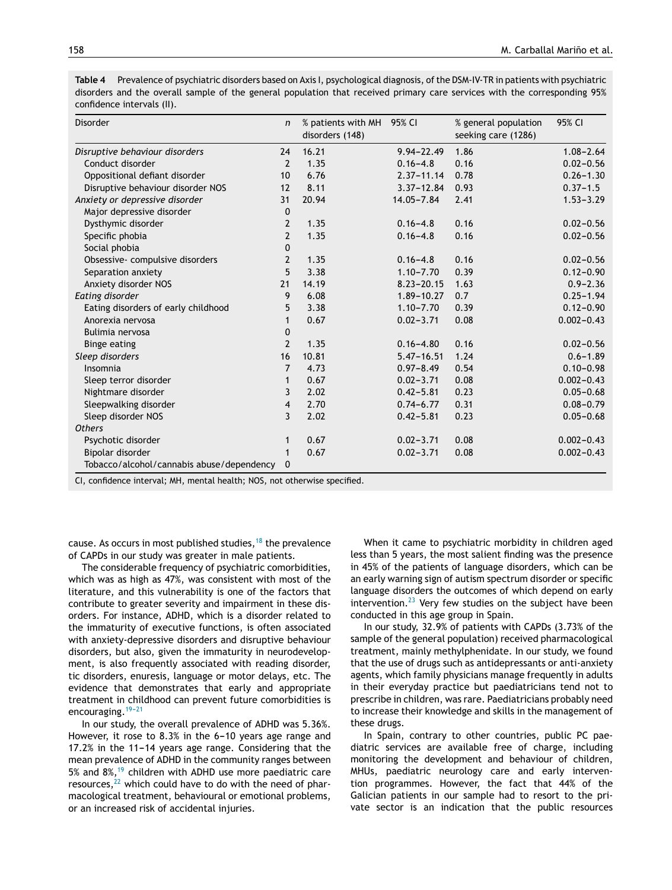**Table 4** Prevalence of psychiatric disorders based on Axis I, psychological diagnosis, of the DSM-IV-TR in patients with psychiatric disorders and the overall sample of the general population that received primary care services with the corresponding 95% confidence intervals (II).

| Disorder | n | % patients with MH disorders (148) | 95% CI | % general population seeking care (1286) | 95% CI |
|---|---|---|---|---|---|
| *Disruptive behaviour disorders* | 24 | 16.21 | 9.94–22.49 | 1.86 | 1.08–2.64 |
| Conduct disorder | 2 | 1.35 | 0.16–4.8 | 0.16 | 0.02–0.56 |
| Oppositional defiant disorder | 10 | 6.76 | 2.37–11.14 | 0.78 | 0.26–1.30 |
| Disruptive behaviour disorder NOS | 12 | 8.11 | 3.37–12.84 | 0.93 | 0.37–1.5 |
| *Anxiety or depressive disorder* | 31 | 20.94 | 14.05–7.84 | 2.41 | 1.53–3.29 |
| Major depressive disorder | 0 | | | | |
| Dysthymic disorder | 2 | 1.35 | 0.16–4.8 | 0.16 | 0.02–0.56 |
| Specific phobia | 2 | 1.35 | 0.16–4.8 | 0.16 | 0.02–0.56 |
| Social phobia | 0 | | | | |
| Obsessive- compulsive disorders | 2 | 1.35 | 0.16–4.8 | 0.16 | 0.02–0.56 |
| Separation anxiety | 5 | 3.38 | 1.10–7.70 | 0.39 | 0.12–0.90 |
| Anxiety disorder NOS | 21 | 14.19 | 8.23–20.15 | 1.63 | 0.9–2.36 |
| *Eating disorder* | 9 | 6.08 | 1.89–10.27 | 0.7 | 0.25–1.94 |
| Eating disorders of early childhood | 5 | 3.38 | 1.10–7.70 | 0.39 | 0.12–0.90 |
| Anorexia nervosa | 1 | 0.67 | 0.02–3.71 | 0.08 | 0.002–0.43 |
| Bulimia nervosa | 0 | | | | |
| Binge eating | 2 | 1.35 | 0.16–4.80 | 0.16 | 0.02–0.56 |
| *Sleep disorders* | 16 | 10.81 | 5.47–16.51 | 1.24 | 0.6–1.89 |
| Insomnia | 7 | 4.73 | 0.97–8.49 | 0.54 | 0.10–0.98 |
| Sleep terror disorder | 1 | 0.67 | 0.02–3.71 | 0.08 | 0.002–0.43 |
| Nightmare disorder | 3 | 2.02 | 0.42–5.81 | 0.23 | 0.05–0.68 |
| Sleepwalking disorder | 4 | 2.70 | 0.74–6.77 | 0.31 | 0.08–0.79 |
| Sleep disorder NOS | 3 | 2.02 | 0.42–5.81 | 0.23 | 0.05–0.68 |
| *Others* | | | | | |
| Psychotic disorder | 1 | 0.67 | 0.02–3.71 | 0.08 | 0.002–0.43 |
| Bipolar disorder | 1 | 0.67 | 0.02–3.71 | 0.08 | 0.002–0.43 |
| Tobacco/alcohol/cannabis abuse/dependency | 0 | | | | |

CI, confidence interval; MH, mental health; NOS, not otherwise specified.

cause. As occurs in most published studies,[18] the prevalence of CAPDs in our study was greater in male patients.

The considerable frequency of psychiatric comorbidities, which was as high as 47%, was consistent with most of the literature, and this vulnerability is one of the factors that contribute to greater severity and impairment in these disorders. For instance, ADHD, which is a disorder related to the immaturity of executive functions, is often associated with anxiety-depressive disorders and disruptive behaviour disorders, but also, given the immaturity in neurodevelopment, is also frequently associated with reading disorder, tic disorders, enuresis, language or motor delays, etc. The evidence that demonstrates that early and appropriate treatment in childhood can prevent future comorbidities is encouraging.[19–21]

In our study, the overall prevalence of ADHD was 5.36%. However, it rose to 8.3% in the 6–10 years age range and 17.2% in the 11–14 years age range. Considering that the mean prevalence of ADHD in the community ranges between 5% and 8%,[19] children with ADHD use more paediatric care resources,[22] which could have to do with the need of pharmacological treatment, behavioural or emotional problems, or an increased risk of accidental injuries.

When it came to psychiatric morbidity in children aged less than 5 years, the most salient finding was the presence in 45% of the patients of language disorders, which can be an early warning sign of autism spectrum disorder or specific language disorders the outcomes of which depend on early intervention.[23] Very few studies on the subject have been conducted in this age group in Spain.

In our study, 32.9% of patients with CAPDs (3.73% of the sample of the general population) received pharmacological treatment, mainly methylphenidate. In our study, we found that the use of drugs such as antidepressants or anti-anxiety agents, which family physicians manage frequently in adults in their everyday practice but paediatricians tend not to prescribe in children, was rare. Paediatricians probably need to increase their knowledge and skills in the management of these drugs.

In Spain, contrary to other countries, public PC paediatric services are available free of charge, including monitoring the development and behaviour of children, MHUs, paediatric neurology care and early intervention programmes. However, the fact that 44% of the Galician patients in our sample had to resort to the private sector is an indication that the public resources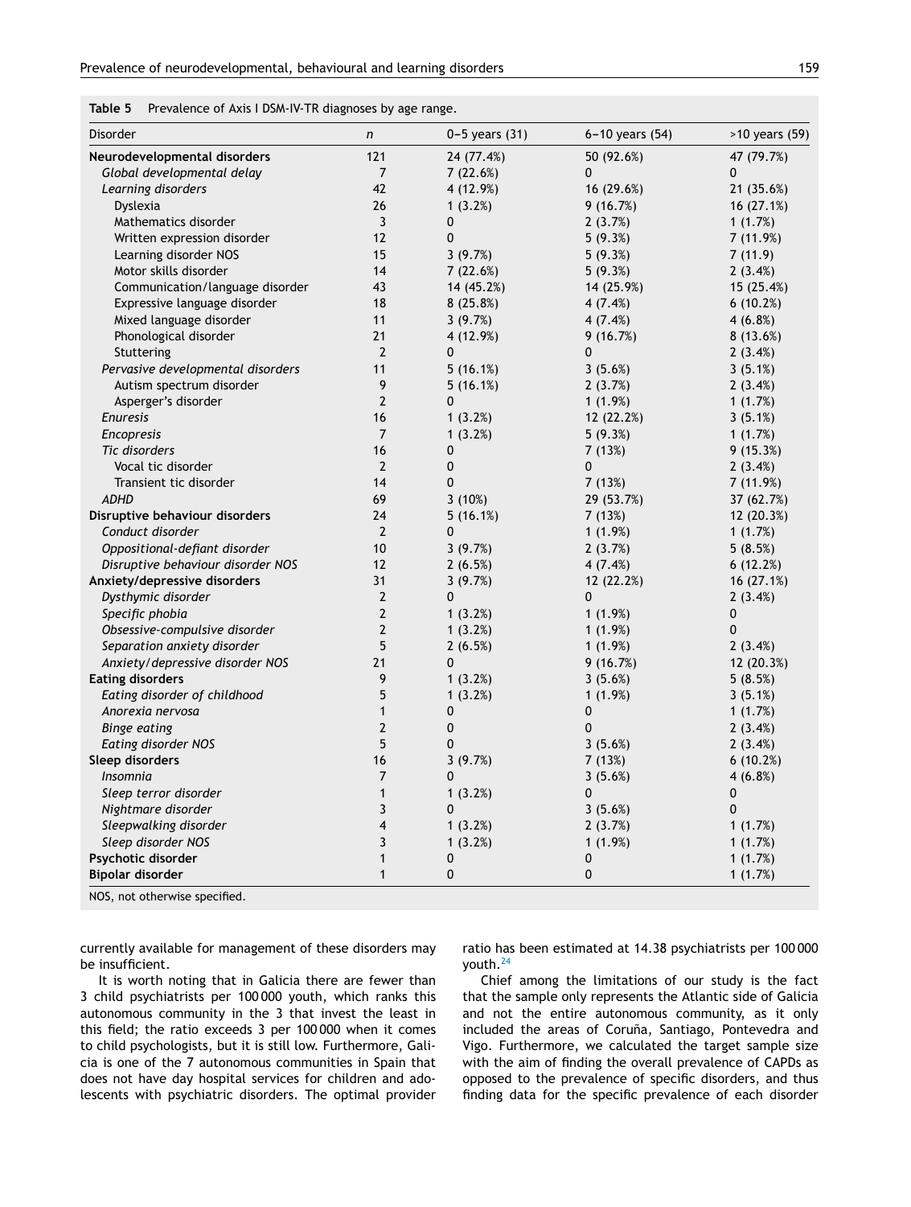**Table 5** Prevalence of Axis I DSM-IV-TR diagnoses by age range.

| Disorder | n | 0–5 years (31) | 6–10 years (54) | >10 years (59) |
|---|---|---|---|---|
| **Neurodevelopmental disorders** | 121 | 24 (77.4%) | 50 (92.6%) | 47 (79.7%) |
| *Global developmental delay* | 7 | 7 (22.6%) | 0 | 0 |
| *Learning disorders* | 42 | 4 (12.9%) | 16 (29.6%) | 21 (35.6%) |
| Dyslexia | 26 | 1 (3.2%) | 9 (16.7%) | 16 (27.1%) |
| Mathematics disorder | 3 | 0 | 2 (3.7%) | 1 (1.7%) |
| Written expression disorder | 12 | 0 | 5 (9.3%) | 7 (11.9%) |
| Learning disorder NOS | 15 | 3 (9.7%) | 5 (9.3%) | 7 (11.9) |
| Motor skills disorder | 14 | 7 (22.6%) | 5 (9.3%) | 2 (3.4%) |
| Communication/language disorder | 43 | 14 (45.2%) | 14 (25.9%) | 15 (25.4%) |
| Expressive language disorder | 18 | 8 (25.8%) | 4 (7.4%) | 6 (10.2%) |
| Mixed language disorder | 11 | 3 (9.7%) | 4 (7.4%) | 4 (6.8%) |
| Phonological disorder | 21 | 4 (12.9%) | 9 (16.7%) | 8 (13.6%) |
| Stuttering | 2 | 0 | 0 | 2 (3.4%) |
| *Pervasive developmental disorders* | 11 | 5 (16.1%) | 3 (5.6%) | 3 (5.1%) |
| Autism spectrum disorder | 9 | 5 (16.1%) | 2 (3.7%) | 2 (3.4%) |
| Asperger's disorder | 2 | 0 | 1 (1.9%) | 1 (1.7%) |
| *Enuresis* | 16 | 1 (3.2%) | 12 (22.2%) | 3 (5.1%) |
| *Encopresis* | 7 | 1 (3.2%) | 5 (9.3%) | 1 (1.7%) |
| *Tic disorders* | 16 | 0 | 7 (13%) | 9 (15.3%) |
| Vocal tic disorder | 2 | 0 | 0 | 2 (3.4%) |
| Transient tic disorder | 14 | 0 | 7 (13%) | 7 (11.9%) |
| *ADHD* | 69 | 3 (10%) | 29 (53.7%) | 37 (62.7%) |
| **Disruptive behaviour disorders** | 24 | 5 (16.1%) | 7 (13%) | 12 (20.3%) |
| *Conduct disorder* | 2 | 0 | 1 (1.9%) | 1 (1.7%) |
| *Oppositional-defiant disorder* | 10 | 3 (9.7%) | 2 (3.7%) | 5 (8.5%) |
| *Disruptive behaviour disorder NOS* | 12 | 2 (6.5%) | 4 (7.4%) | 6 (12.2%) |
| **Anxiety/depressive disorders** | 31 | 3 (9.7%) | 12 (22.2%) | 16 (27.1%) |
| *Dysthymic disorder* | 2 | 0 | 0 | 2 (3.4%) |
| *Specific phobia* | 2 | 1 (3.2%) | 1 (1.9%) | 0 |
| *Obsessive-compulsive disorder* | 2 | 1 (3.2%) | 1 (1.9%) | 0 |
| *Separation anxiety disorder* | 5 | 2 (6.5%) | 1 (1.9%) | 2 (3.4%) |
| *Anxiety/depressive disorder NOS* | 21 | 0 | 9 (16.7%) | 12 (20.3%) |
| **Eating disorders** | 9 | 1 (3.2%) | 3 (5.6%) | 5 (8.5%) |
| *Eating disorder of childhood* | 5 | 1 (3.2%) | 1 (1.9%) | 3 (5.1%) |
| *Anorexia nervosa* | 1 | 0 | 0 | 1 (1.7%) |
| *Binge eating* | 2 | 0 | 0 | 2 (3.4%) |
| *Eating disorder NOS* | 5 | 0 | 3 (5.6%) | 2 (3.4%) |
| **Sleep disorders** | 16 | 3 (9.7%) | 7 (13%) | 6 (10.2%) |
| *Insomnia* | 7 | 0 | 3 (5.6%) | 4 (6.8%) |
| *Sleep terror disorder* | 1 | 1 (3.2%) | 0 | 0 |
| *Nightmare disorder* | 3 | 0 | 3 (5.6%) | 0 |
| *Sleepwalking disorder* | 4 | 1 (3.2%) | 2 (3.7%) | 1 (1.7%) |
| *Sleep disorder NOS* | 3 | 1 (3.2%) | 1 (1.9%) | 1 (1.7%) |
| **Psychotic disorder** | 1 | 0 | 0 | 1 (1.7%) |
| **Bipolar disorder** | 1 | 0 | 0 | 1 (1.7%) |

NOS, not otherwise specified.

currently available for management of these disorders may be insufficient.

It is worth noting that in Galicia there are fewer than 3 child psychiatrists per 100 000 youth, which ranks this autonomous community in the 3 that invest the least in this field; the ratio exceeds 3 per 100 000 when it comes to child psychologists, but it is still low. Furthermore, Galicia is one of the 7 autonomous communities in Spain that does not have day hospital services for children and adolescents with psychiatric disorders. The optimal provider ratio has been estimated at 14.38 psychiatrists per 100 000 youth.[24]

Chief among the limitations of our study is the fact that the sample only represents the Atlantic side of Galicia and not the entire autonomous community, as it only included the areas of Coruña, Santiago, Pontevedra and Vigo. Furthermore, we calculated the target sample size with the aim of finding the overall prevalence of CAPDs as opposed to the prevalence of specific disorders, and thus finding data for the specific prevalence of each disorder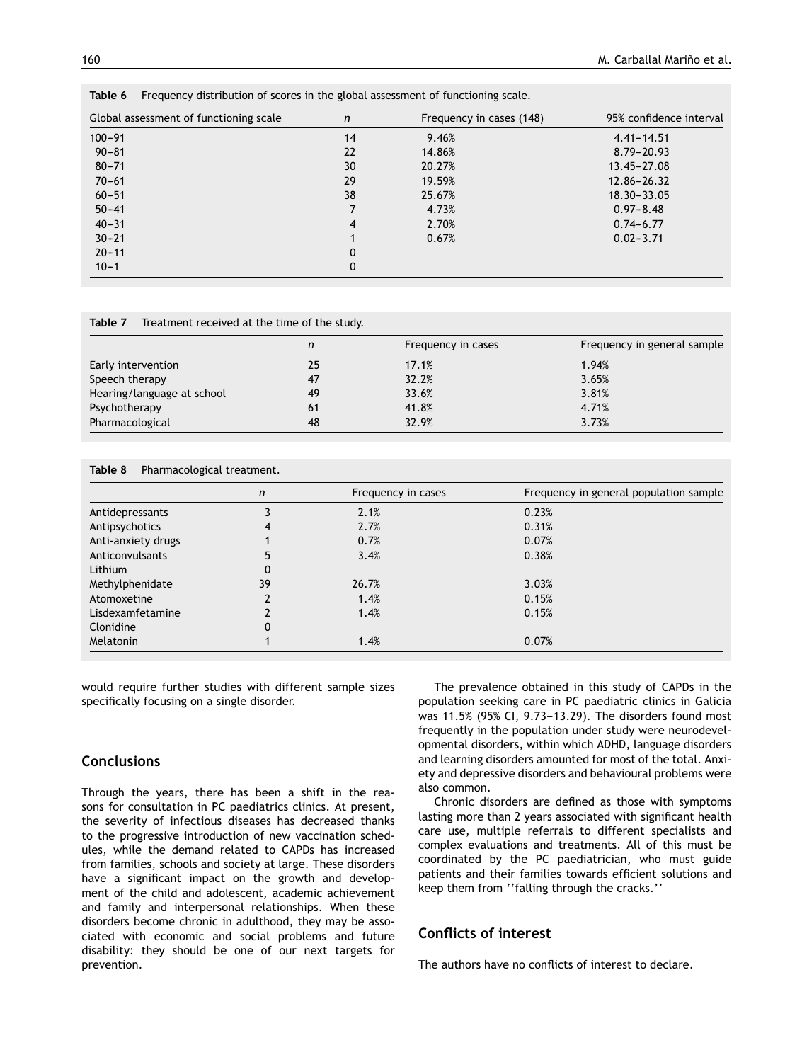**Table 6** Frequency distribution of scores in the global assessment of functioning scale.

| Global assessment of functioning scale | n | Frequency in cases (148) | 95% confidence interval |
|---|---|---|---|
| 100–91 | 14 | 9.46% | 4.41–14.51 |
| 90–81 | 22 | 14.86% | 8.79–20.93 |
| 80–71 | 30 | 20.27% | 13.45–27.08 |
| 70–61 | 29 | 19.59% | 12.86–26.32 |
| 60–51 | 38 | 25.67% | 18.30–33.05 |
| 50–41 | 7 | 4.73% | 0.97–8.48 |
| 40–31 | 4 | 2.70% | 0.74–6.77 |
| 30–21 | 1 | 0.67% | 0.02–3.71 |
| 20–11 | 0 | | |
| 10–1 | 0 | | |

**Table 7** Treatment received at the time of the study.

| | n | Frequency in cases | Frequency in general sample |
|---|---|---|---|
| Early intervention | 25 | 17.1% | 1.94% |
| Speech therapy | 47 | 32.2% | 3.65% |
| Hearing/language at school | 49 | 33.6% | 3.81% |
| Psychotherapy | 61 | 41.8% | 4.71% |
| Pharmacological | 48 | 32.9% | 3.73% |

**Table 8** Pharmacological treatment.

| | n | Frequency in cases | Frequency in general population sample |
|---|---|---|---|
| Antidepressants | 3 | 2.1% | 0.23% |
| Antipsychotics | 4 | 2.7% | 0.31% |
| Anti-anxiety drugs | 1 | 0.7% | 0.07% |
| Anticonvulsants | 5 | 3.4% | 0.38% |
| Lithium | 0 | | |
| Methylphenidate | 39 | 26.7% | 3.03% |
| Atomoxetine | 2 | 1.4% | 0.15% |
| Lisdexamfetamine | 2 | 1.4% | 0.15% |
| Clonidine | 0 | | |
| Melatonin | 1 | 1.4% | 0.07% |

would require further studies with different sample sizes specifically focusing on a single disorder.

## Conclusions

Through the years, there has been a shift in the reasons for consultation in PC paediatrics clinics. At present, the severity of infectious diseases has decreased thanks to the progressive introduction of new vaccination schedules, while the demand related to CAPDs has increased from families, schools and society at large. These disorders have a significant impact on the growth and development of the child and adolescent, academic achievement and family and interpersonal relationships. When these disorders become chronic in adulthood, they may be associated with economic and social problems and future disability: they should be one of our next targets for prevention.

The prevalence obtained in this study of CAPDs in the population seeking care in PC paediatric clinics in Galicia was 11.5% (95% CI, 9.73–13.29). The disorders found most frequently in the population under study were neurodevelopmental disorders, within which ADHD, language disorders and learning disorders amounted for most of the total. Anxiety and depressive disorders and behavioural problems were also common.

Chronic disorders are defined as those with symptoms lasting more than 2 years associated with significant health care use, multiple referrals to different specialists and complex evaluations and treatments. All of this must be coordinated by the PC paediatrician, who must guide patients and their families towards efficient solutions and keep them from ''falling through the cracks.''

## Conflicts of interest

The authors have no conflicts of interest to declare.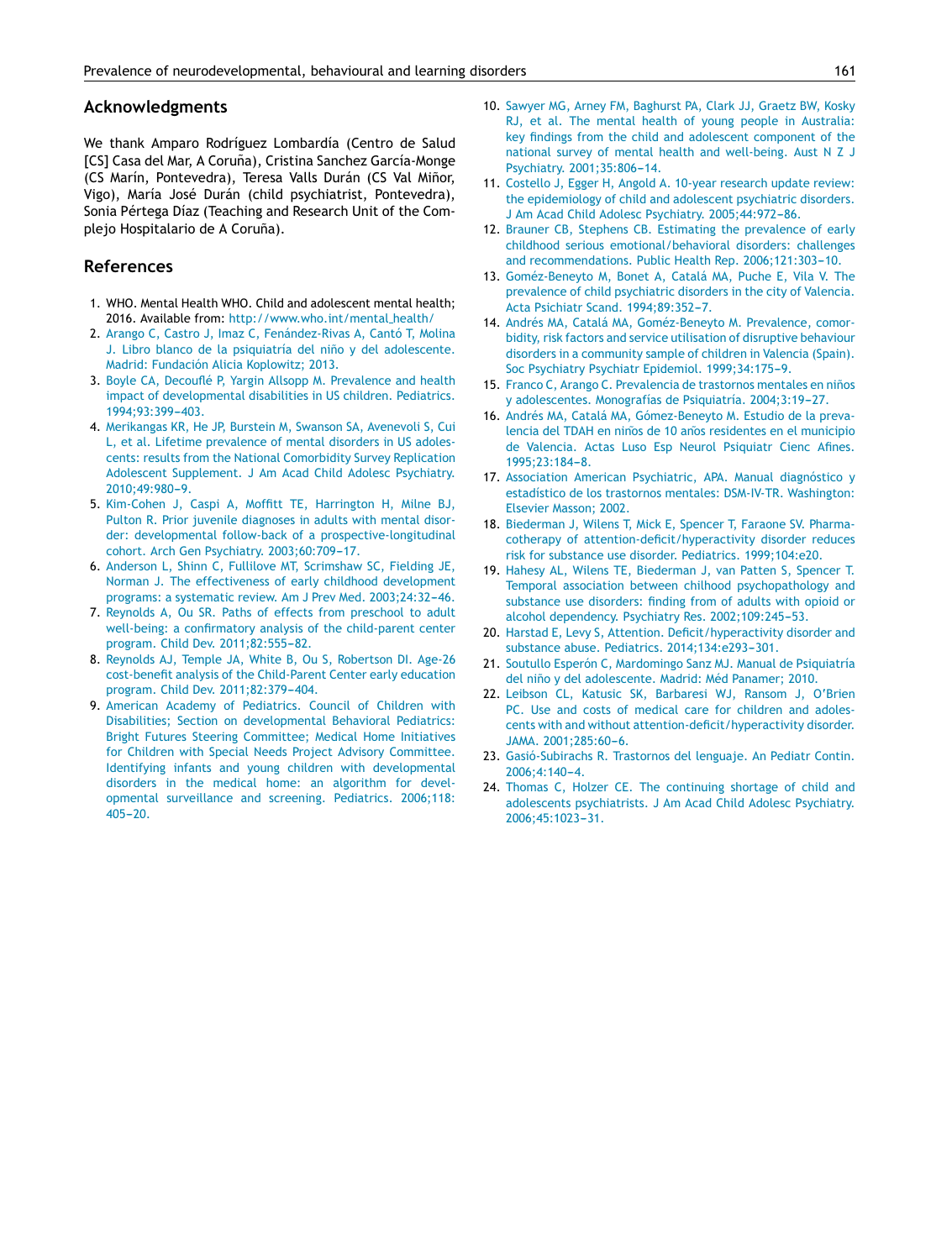## Acknowledgments

We thank Amparo Rodríguez Lombardía (Centro de Salud [CS] Casa del Mar, A Coruña), Cristina Sanchez García-Monge (CS Marín, Pontevedra), Teresa Valls Durán (CS Val Miñor, Vigo), María José Durán (child psychiatrist, Pontevedra), Sonia Pértega Díaz (Teaching and Research Unit of the Complejo Hospitalario de A Coruña).

## References

1. WHO. Mental Health WHO. Child and adolescent mental health; 2016. Available from: http://www.who.int/mental_health/
2. Arango C, Castro J, Imaz C, Fenández-Rivas A, Cantó T, Molina J. Libro blanco de la psiquiatría del niño y del adolescente. Madrid: Fundación Alicia Koplowitz; 2013.
3. Boyle CA, Decouflé P, Yargin Allsopp M. Prevalence and health impact of developmental disabilities in US children. Pediatrics. 1994;93:399–403.
4. Merikangas KR, He JP, Burstein M, Swanson SA, Avenevoli S, Cui L, et al. Lifetime prevalence of mental disorders in US adolescents: results from the National Comorbidity Survey Replication Adolescent Supplement. J Am Acad Child Adolesc Psychiatry. 2010;49:980–9.
5. Kim-Cohen J, Caspi A, Moffitt TE, Harrington H, Milne BJ, Pulton R. Prior juvenile diagnoses in adults with mental disorder: developmental follow-back of a prospective-longitudinal cohort. Arch Gen Psychiatry. 2003;60:709–17.
6. Anderson L, Shinn C, Fullilove MT, Scrimshaw SC, Fielding JE, Norman J. The effectiveness of early childhood development programs: a systematic review. Am J Prev Med. 2003;24:32–46.
7. Reynolds A, Ou SR. Paths of effects from preschool to adult well-being: a confirmatory analysis of the child-parent center program. Child Dev. 2011;82:555–82.
8. Reynolds AJ, Temple JA, White B, Ou S, Robertson DI. Age-26 cost-benefit analysis of the Child-Parent Center early education program. Child Dev. 2011;82:379–404.
9. American Academy of Pediatrics. Council of Children with Disabilities; Section on developmental Behavioral Pediatrics: Bright Futures Steering Committee; Medical Home Initiatives for Children with Special Needs Project Advisory Committee. Identifying infants and young children with developmental disorders in the medical home: an algorithm for developmental surveillance and screening. Pediatrics. 2006;118:405–20.
10. Sawyer MG, Arney FM, Baghurst PA, Clark JJ, Graetz BW, Kosky RJ, et al. The mental health of young people in Australia: key findings from the child and adolescent component of the national survey of mental health and well-being. Aust N Z J Psychiatry. 2001;35:806–14.
11. Costello J, Egger H, Angold A. 10-year research update review: the epidemiology of child and adolescent psychiatric disorders. J Am Acad Child Adolesc Psychiatry. 2005;44:972–86.
12. Brauner CB, Stephens CB. Estimating the prevalence of early childhood serious emotional/behavioral disorders: challenges and recommendations. Public Health Rep. 2006;121:303–10.
13. Goméz-Beneyto M, Bonet A, Catalá MA, Puche E, Vila V. The prevalence of child psychiatric disorders in the city of Valencia. Acta Psichiatr Scand. 1994;89:352–7.
14. Andrés MA, Catalá MA, Goméz-Beneyto M. Prevalence, comorbidity, risk factors and service utilisation of disruptive behaviour disorders in a community sample of children in Valencia (Spain). Soc Psychiatry Psychiatr Epidemiol. 1999;34:175–9.
15. Franco C, Arango C. Prevalencia de trastornos mentales en niños y adolescentes. Monografías de Psiquiatría. 2004;3:19–27.
16. Andrés MA, Catalá MA, Gómez-Beneyto M. Estudio de la prevalencia del TDAH en niños de 10 años residentes en el municipio de Valencia. Actas Luso Esp Neurol Psiquiatr Cienc Afines. 1995;23:184–8.
17. Association American Psychiatric, APA. Manual diagnóstico y estadístico de los trastornos mentales: DSM-IV-TR. Washington: Elsevier Masson; 2002.
18. Biederman J, Wilens T, Mick E, Spencer T, Faraone SV. Pharmacotherapy of attention-deficit/hyperactivity disorder reduces risk for substance use disorder. Pediatrics. 1999;104:e20.
19. Hahesy AL, Wilens TE, Biederman J, van Patten S, Spencer T. Temporal association between chilhood psychopathology and substance use disorders: finding from of adults with opioid or alcohol dependency. Psychiatry Res. 2002;109:245–53.
20. Harstad E, Levy S, Attention. Deficit/hyperactivity disorder and substance abuse. Pediatrics. 2014;134:e293–301.
21. Soutullo Esperón C, Mardomingo Sanz MJ. Manual de Psiquiatría del niño y del adolescente. Madrid: Méd Panamer; 2010.
22. Leibson CL, Katusic SK, Barbaresi WJ, Ransom J, O'Brien PC. Use and costs of medical care for children and adolescents with and without attention-deficit/hyperactivity disorder. JAMA. 2001;285:60–6.
23. Gasió-Subirachs R. Trastornos del lenguaje. An Pediatr Contin. 2006;4:140–4.
24. Thomas C, Holzer CE. The continuing shortage of child and adolescents psychiatrists. J Am Acad Child Adolesc Psychiatry. 2006;45:1023–31.